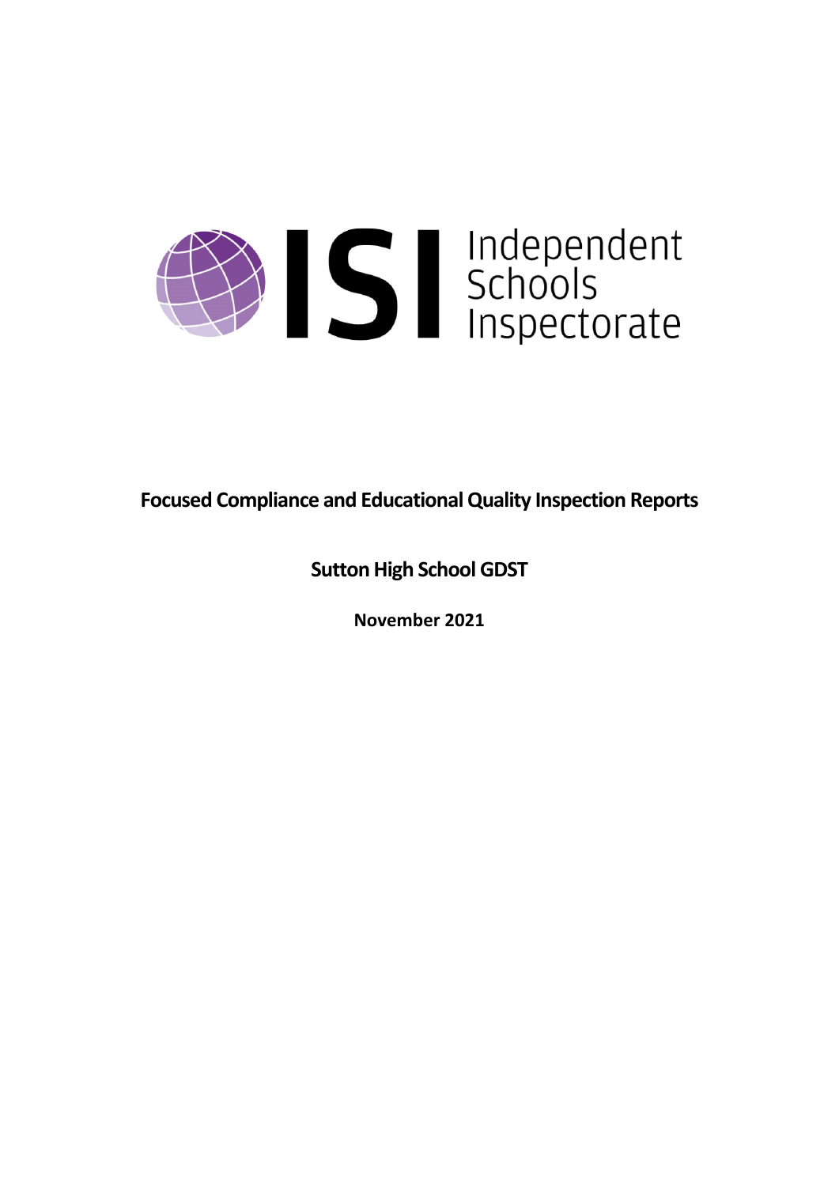# Independent Schools Inspectorate

## Focused Compliance and Educational Quality Inspection Reports

**Sutton High School GDST**

**November 2021**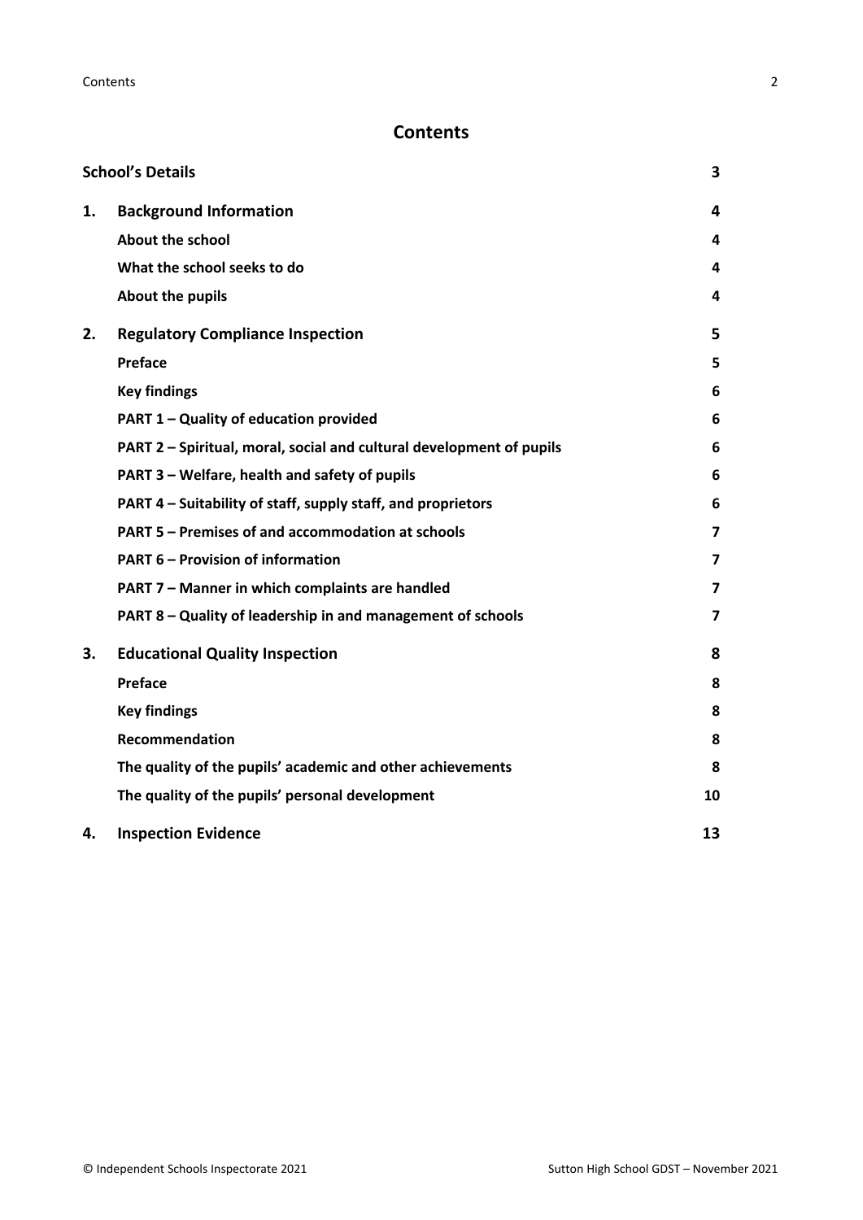# Contents

| | | |
|---|---|---|
| **School's Details** | | **3** |
| **1.** | **Background Information** | **4** |
| | **About the school** | **4** |
| | **What the school seeks to do** | **4** |
| | **About the pupils** | **4** |
| **2.** | **Regulatory Compliance Inspection** | **5** |
| | **Preface** | **5** |
| | **Key findings** | **6** |
| | **PART 1 – Quality of education provided** | **6** |
| | **PART 2 – Spiritual, moral, social and cultural development of pupils** | **6** |
| | **PART 3 – Welfare, health and safety of pupils** | **6** |
| | **PART 4 – Suitability of staff, supply staff, and proprietors** | **6** |
| | **PART 5 – Premises of and accommodation at schools** | **7** |
| | **PART 6 – Provision of information** | **7** |
| | **PART 7 – Manner in which complaints are handled** | **7** |
| | **PART 8 – Quality of leadership in and management of schools** | **7** |
| **3.** | **Educational Quality Inspection** | **8** |
| | **Preface** | **8** |
| | **Key findings** | **8** |
| | **Recommendation** | **8** |
| | **The quality of the pupils' academic and other achievements** | **8** |
| | **The quality of the pupils' personal development** | **10** |
| **4.** | **Inspection Evidence** | **13** |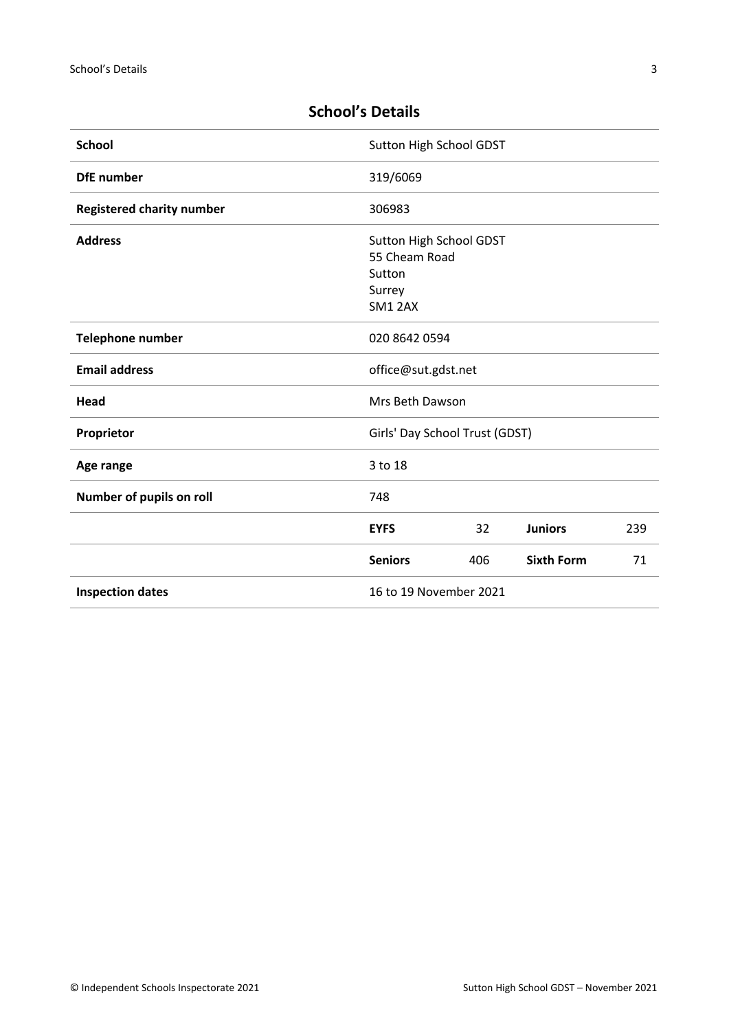## School's Details

| | | | | |
|---|---|---|---|---|
| **School** | Sutton High School GDST | | | |
| **DfE number** | 319/6069 | | | |
| **Registered charity number** | 306983 | | | |
| **Address** | Sutton High School GDST<br>55 Cheam Road<br>Sutton<br>Surrey<br>SM1 2AX | | | |
| **Telephone number** | 020 8642 0594 | | | |
| **Email address** | office@sut.gdst.net | | | |
| **Head** | Mrs Beth Dawson | | | |
| **Proprietor** | Girls' Day School Trust (GDST) | | | |
| **Age range** | 3 to 18 | | | |
| **Number of pupils on roll** | 748 | | | |
| | **EYFS** | 32 | **Juniors** | 239 |
| | **Seniors** | 406 | **Sixth Form** | 71 |
| **Inspection dates** | 16 to 19 November 2021 | | | |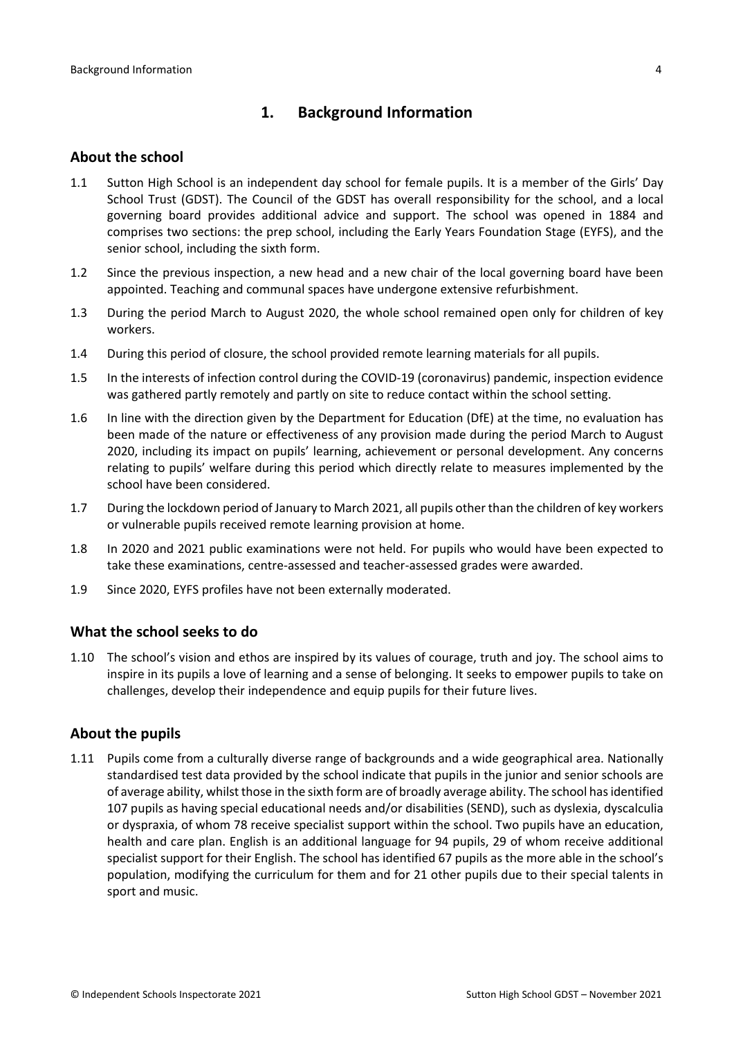# 1. Background Information

## About the school

1.1 Sutton High School is an independent day school for female pupils. It is a member of the Girls' Day School Trust (GDST). The Council of the GDST has overall responsibility for the school, and a local governing board provides additional advice and support. The school was opened in 1884 and comprises two sections: the prep school, including the Early Years Foundation Stage (EYFS), and the senior school, including the sixth form.

1.2 Since the previous inspection, a new head and a new chair of the local governing board have been appointed. Teaching and communal spaces have undergone extensive refurbishment.

1.3 During the period March to August 2020, the whole school remained open only for children of key workers.

1.4 During this period of closure, the school provided remote learning materials for all pupils.

1.5 In the interests of infection control during the COVID-19 (coronavirus) pandemic, inspection evidence was gathered partly remotely and partly on site to reduce contact within the school setting.

1.6 In line with the direction given by the Department for Education (DfE) at the time, no evaluation has been made of the nature or effectiveness of any provision made during the period March to August 2020, including its impact on pupils' learning, achievement or personal development. Any concerns relating to pupils' welfare during this period which directly relate to measures implemented by the school have been considered.

1.7 During the lockdown period of January to March 2021, all pupils other than the children of key workers or vulnerable pupils received remote learning provision at home.

1.8 In 2020 and 2021 public examinations were not held. For pupils who would have been expected to take these examinations, centre-assessed and teacher-assessed grades were awarded.

1.9 Since 2020, EYFS profiles have not been externally moderated.

## What the school seeks to do

1.10 The school's vision and ethos are inspired by its values of courage, truth and joy. The school aims to inspire in its pupils a love of learning and a sense of belonging. It seeks to empower pupils to take on challenges, develop their independence and equip pupils for their future lives.

## About the pupils

1.11 Pupils come from a culturally diverse range of backgrounds and a wide geographical area. Nationally standardised test data provided by the school indicate that pupils in the junior and senior schools are of average ability, whilst those in the sixth form are of broadly average ability. The school has identified 107 pupils as having special educational needs and/or disabilities (SEND), such as dyslexia, dyscalculia or dyspraxia, of whom 78 receive specialist support within the school. Two pupils have an education, health and care plan. English is an additional language for 94 pupils, 29 of whom receive additional specialist support for their English. The school has identified 67 pupils as the more able in the school's population, modifying the curriculum for them and for 21 other pupils due to their special talents in sport and music.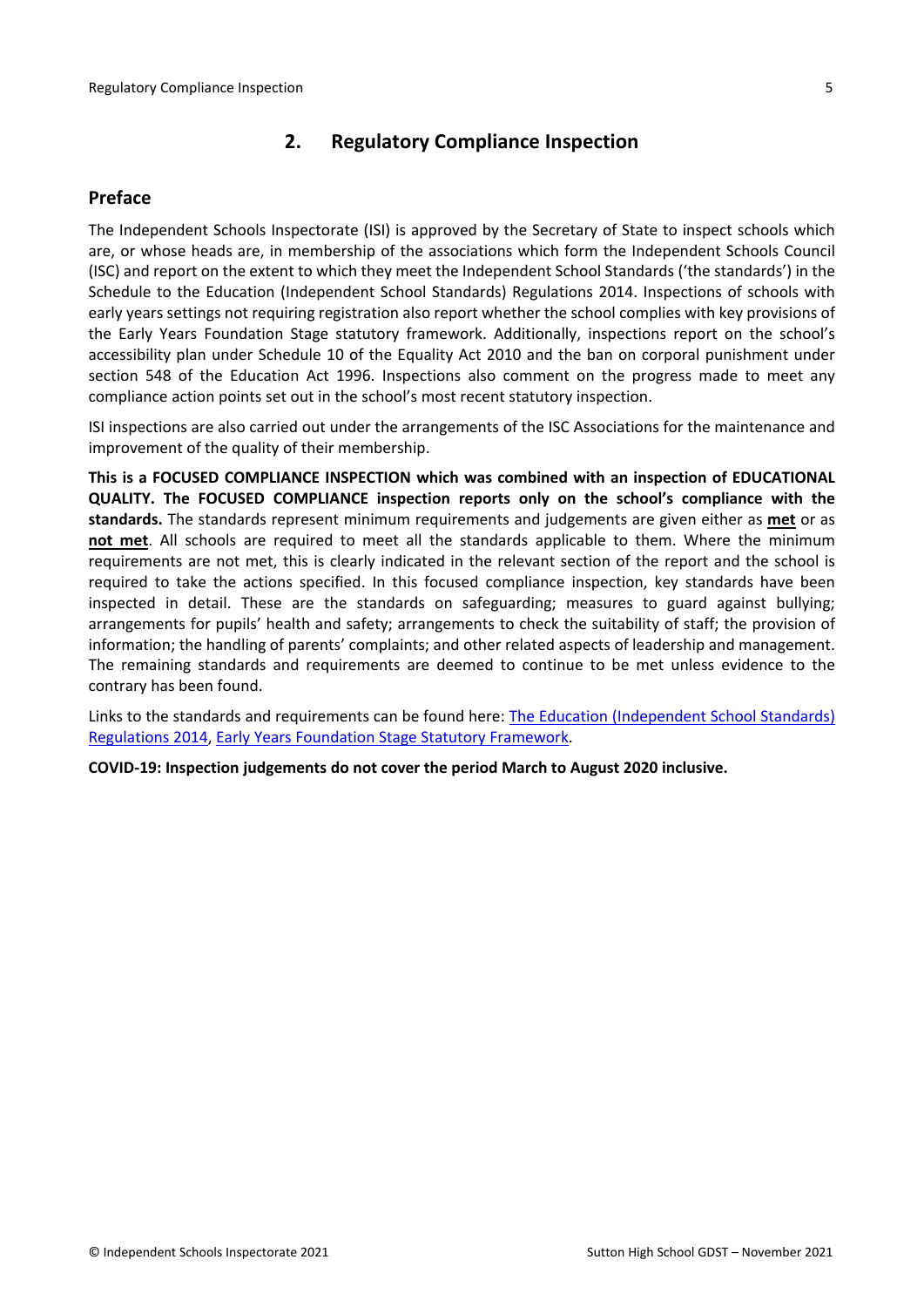## 2. Regulatory Compliance Inspection

### Preface

The Independent Schools Inspectorate (ISI) is approved by the Secretary of State to inspect schools which are, or whose heads are, in membership of the associations which form the Independent Schools Council (ISC) and report on the extent to which they meet the Independent School Standards ('the standards') in the Schedule to the Education (Independent School Standards) Regulations 2014. Inspections of schools with early years settings not requiring registration also report whether the school complies with key provisions of the Early Years Foundation Stage statutory framework. Additionally, inspections report on the school's accessibility plan under Schedule 10 of the Equality Act 2010 and the ban on corporal punishment under section 548 of the Education Act 1996. Inspections also comment on the progress made to meet any compliance action points set out in the school's most recent statutory inspection.

ISI inspections are also carried out under the arrangements of the ISC Associations for the maintenance and improvement of the quality of their membership.

**This is a FOCUSED COMPLIANCE INSPECTION which was combined with an inspection of EDUCATIONAL QUALITY. The FOCUSED COMPLIANCE inspection reports only on the school's compliance with the standards.** The standards represent minimum requirements and judgements are given either as **met** or as **not met**. All schools are required to meet all the standards applicable to them. Where the minimum requirements are not met, this is clearly indicated in the relevant section of the report and the school is required to take the actions specified. In this focused compliance inspection, key standards have been inspected in detail. These are the standards on safeguarding; measures to guard against bullying; arrangements for pupils' health and safety; arrangements to check the suitability of staff; the provision of information; the handling of parents' complaints; and other related aspects of leadership and management. The remaining standards and requirements are deemed to continue to be met unless evidence to the contrary has been found.

Links to the standards and requirements can be found here: The Education (Independent School Standards) Regulations 2014, Early Years Foundation Stage Statutory Framework.

**COVID-19: Inspection judgements do not cover the period March to August 2020 inclusive.**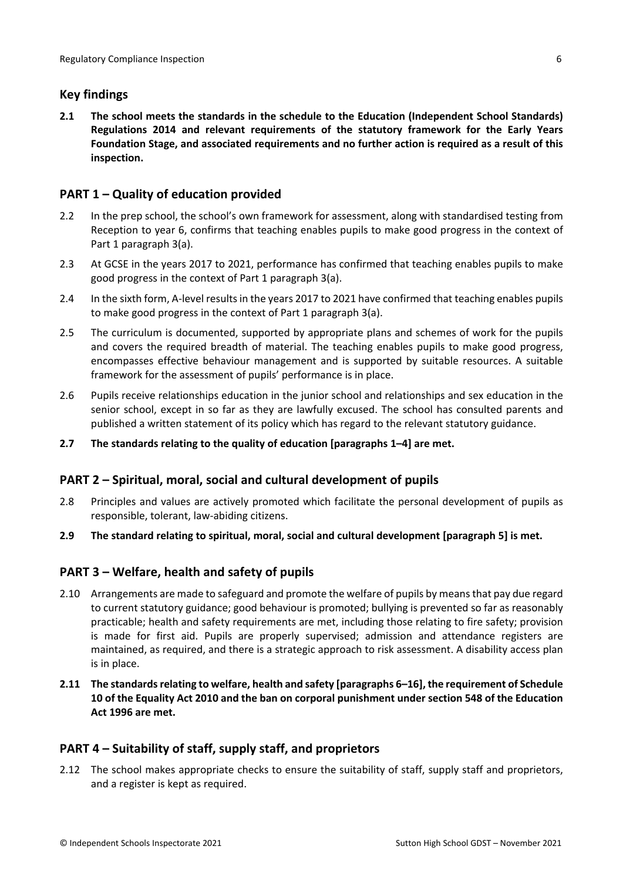## Key findings

**2.1 The school meets the standards in the schedule to the Education (Independent School Standards) Regulations 2014 and relevant requirements of the statutory framework for the Early Years Foundation Stage, and associated requirements and no further action is required as a result of this inspection.**

## PART 1 – Quality of education provided

2.2 In the prep school, the school's own framework for assessment, along with standardised testing from Reception to year 6, confirms that teaching enables pupils to make good progress in the context of Part 1 paragraph 3(a).

2.3 At GCSE in the years 2017 to 2021, performance has confirmed that teaching enables pupils to make good progress in the context of Part 1 paragraph 3(a).

2.4 In the sixth form, A-level results in the years 2017 to 2021 have confirmed that teaching enables pupils to make good progress in the context of Part 1 paragraph 3(a).

2.5 The curriculum is documented, supported by appropriate plans and schemes of work for the pupils and covers the required breadth of material. The teaching enables pupils to make good progress, encompasses effective behaviour management and is supported by suitable resources. A suitable framework for the assessment of pupils' performance is in place.

2.6 Pupils receive relationships education in the junior school and relationships and sex education in the senior school, except in so far as they are lawfully excused. The school has consulted parents and published a written statement of its policy which has regard to the relevant statutory guidance.

**2.7 The standards relating to the quality of education [paragraphs 1–4] are met.**

## PART 2 – Spiritual, moral, social and cultural development of pupils

2.8 Principles and values are actively promoted which facilitate the personal development of pupils as responsible, tolerant, law-abiding citizens.

**2.9 The standard relating to spiritual, moral, social and cultural development [paragraph 5] is met.**

## PART 3 – Welfare, health and safety of pupils

2.10 Arrangements are made to safeguard and promote the welfare of pupils by means that pay due regard to current statutory guidance; good behaviour is promoted; bullying is prevented so far as reasonably practicable; health and safety requirements are met, including those relating to fire safety; provision is made for first aid. Pupils are properly supervised; admission and attendance registers are maintained, as required, and there is a strategic approach to risk assessment. A disability access plan is in place.

**2.11 The standards relating to welfare, health and safety [paragraphs 6–16], the requirement of Schedule 10 of the Equality Act 2010 and the ban on corporal punishment under section 548 of the Education Act 1996 are met.**

## PART 4 – Suitability of staff, supply staff, and proprietors

2.12 The school makes appropriate checks to ensure the suitability of staff, supply staff and proprietors, and a register is kept as required.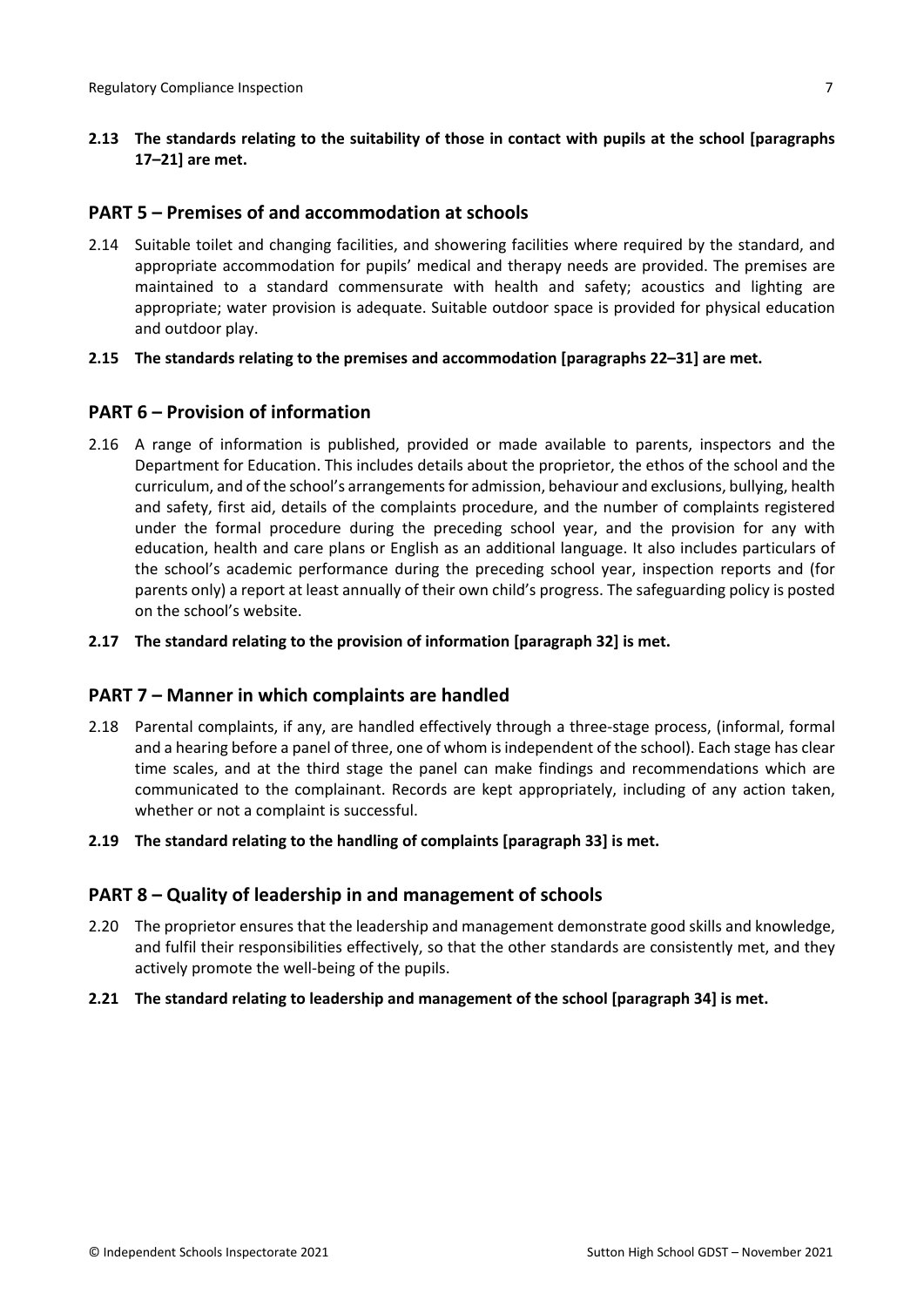**2.13 The standards relating to the suitability of those in contact with pupils at the school [paragraphs 17–21] are met.**

## PART 5 – Premises of and accommodation at schools

2.14 Suitable toilet and changing facilities, and showering facilities where required by the standard, and appropriate accommodation for pupils' medical and therapy needs are provided. The premises are maintained to a standard commensurate with health and safety; acoustics and lighting are appropriate; water provision is adequate. Suitable outdoor space is provided for physical education and outdoor play.

**2.15 The standards relating to the premises and accommodation [paragraphs 22–31] are met.**

## PART 6 – Provision of information

2.16 A range of information is published, provided or made available to parents, inspectors and the Department for Education. This includes details about the proprietor, the ethos of the school and the curriculum, and of the school's arrangements for admission, behaviour and exclusions, bullying, health and safety, first aid, details of the complaints procedure, and the number of complaints registered under the formal procedure during the preceding school year, and the provision for any with education, health and care plans or English as an additional language. It also includes particulars of the school's academic performance during the preceding school year, inspection reports and (for parents only) a report at least annually of their own child's progress. The safeguarding policy is posted on the school's website.

**2.17 The standard relating to the provision of information [paragraph 32] is met.**

## PART 7 – Manner in which complaints are handled

2.18 Parental complaints, if any, are handled effectively through a three-stage process, (informal, formal and a hearing before a panel of three, one of whom is independent of the school). Each stage has clear time scales, and at the third stage the panel can make findings and recommendations which are communicated to the complainant. Records are kept appropriately, including of any action taken, whether or not a complaint is successful.

**2.19 The standard relating to the handling of complaints [paragraph 33] is met.**

## PART 8 – Quality of leadership in and management of schools

2.20 The proprietor ensures that the leadership and management demonstrate good skills and knowledge, and fulfil their responsibilities effectively, so that the other standards are consistently met, and they actively promote the well-being of the pupils.

**2.21 The standard relating to leadership and management of the school [paragraph 34] is met.**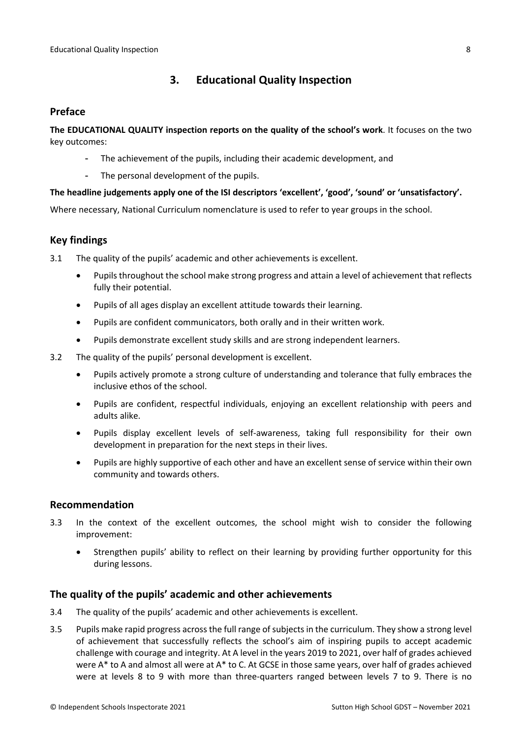## 3. Educational Quality Inspection

### Preface

**The EDUCATIONAL QUALITY inspection reports on the quality of the school's work**. It focuses on the two key outcomes:

- The achievement of the pupils, including their academic development, and
- The personal development of the pupils.

**The headline judgements apply one of the ISI descriptors 'excellent', 'good', 'sound' or 'unsatisfactory'.**

Where necessary, National Curriculum nomenclature is used to refer to year groups in the school.

### Key findings

3.1 The quality of the pupils' academic and other achievements is excellent.

- Pupils throughout the school make strong progress and attain a level of achievement that reflects fully their potential.
- Pupils of all ages display an excellent attitude towards their learning.
- Pupils are confident communicators, both orally and in their written work.
- Pupils demonstrate excellent study skills and are strong independent learners.

3.2 The quality of the pupils' personal development is excellent.

- Pupils actively promote a strong culture of understanding and tolerance that fully embraces the inclusive ethos of the school.
- Pupils are confident, respectful individuals, enjoying an excellent relationship with peers and adults alike.
- Pupils display excellent levels of self-awareness, taking full responsibility for their own development in preparation for the next steps in their lives.
- Pupils are highly supportive of each other and have an excellent sense of service within their own community and towards others.

### Recommendation

3.3 In the context of the excellent outcomes, the school might wish to consider the following improvement:

- Strengthen pupils' ability to reflect on their learning by providing further opportunity for this during lessons.

### The quality of the pupils' academic and other achievements

3.4 The quality of the pupils' academic and other achievements is excellent.

3.5 Pupils make rapid progress across the full range of subjects in the curriculum. They show a strong level of achievement that successfully reflects the school's aim of inspiring pupils to accept academic challenge with courage and integrity. At A level in the years 2019 to 2021, over half of grades achieved were A* to A and almost all were at A* to C. At GCSE in those same years, over half of grades achieved were at levels 8 to 9 with more than three-quarters ranged between levels 7 to 9. There is no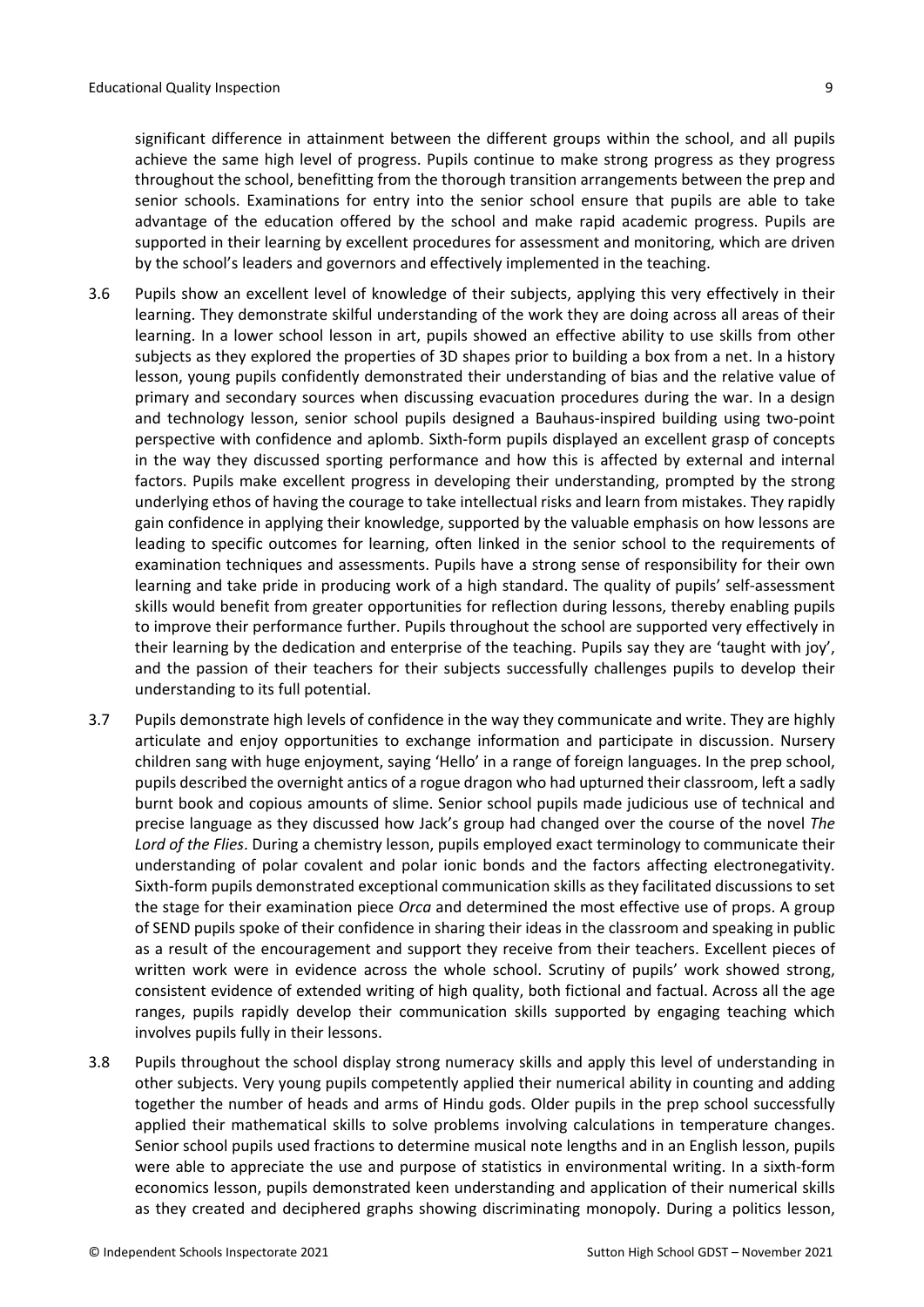significant difference in attainment between the different groups within the school, and all pupils achieve the same high level of progress. Pupils continue to make strong progress as they progress throughout the school, benefitting from the thorough transition arrangements between the prep and senior schools. Examinations for entry into the senior school ensure that pupils are able to take advantage of the education offered by the school and make rapid academic progress. Pupils are supported in their learning by excellent procedures for assessment and monitoring, which are driven by the school's leaders and governors and effectively implemented in the teaching.

3.6 Pupils show an excellent level of knowledge of their subjects, applying this very effectively in their learning. They demonstrate skilful understanding of the work they are doing across all areas of their learning. In a lower school lesson in art, pupils showed an effective ability to use skills from other subjects as they explored the properties of 3D shapes prior to building a box from a net. In a history lesson, young pupils confidently demonstrated their understanding of bias and the relative value of primary and secondary sources when discussing evacuation procedures during the war. In a design and technology lesson, senior school pupils designed a Bauhaus-inspired building using two-point perspective with confidence and aplomb. Sixth-form pupils displayed an excellent grasp of concepts in the way they discussed sporting performance and how this is affected by external and internal factors. Pupils make excellent progress in developing their understanding, prompted by the strong underlying ethos of having the courage to take intellectual risks and learn from mistakes. They rapidly gain confidence in applying their knowledge, supported by the valuable emphasis on how lessons are leading to specific outcomes for learning, often linked in the senior school to the requirements of examination techniques and assessments. Pupils have a strong sense of responsibility for their own learning and take pride in producing work of a high standard. The quality of pupils' self-assessment skills would benefit from greater opportunities for reflection during lessons, thereby enabling pupils to improve their performance further. Pupils throughout the school are supported very effectively in their learning by the dedication and enterprise of the teaching. Pupils say they are 'taught with joy', and the passion of their teachers for their subjects successfully challenges pupils to develop their understanding to its full potential.

3.7 Pupils demonstrate high levels of confidence in the way they communicate and write. They are highly articulate and enjoy opportunities to exchange information and participate in discussion. Nursery children sang with huge enjoyment, saying 'Hello' in a range of foreign languages. In the prep school, pupils described the overnight antics of a rogue dragon who had upturned their classroom, left a sadly burnt book and copious amounts of slime. Senior school pupils made judicious use of technical and precise language as they discussed how Jack's group had changed over the course of the novel *The Lord of the Flies*. During a chemistry lesson, pupils employed exact terminology to communicate their understanding of polar covalent and polar ionic bonds and the factors affecting electronegativity. Sixth-form pupils demonstrated exceptional communication skills as they facilitated discussions to set the stage for their examination piece *Orca* and determined the most effective use of props. A group of SEND pupils spoke of their confidence in sharing their ideas in the classroom and speaking in public as a result of the encouragement and support they receive from their teachers. Excellent pieces of written work were in evidence across the whole school. Scrutiny of pupils' work showed strong, consistent evidence of extended writing of high quality, both fictional and factual. Across all the age ranges, pupils rapidly develop their communication skills supported by engaging teaching which involves pupils fully in their lessons.

3.8 Pupils throughout the school display strong numeracy skills and apply this level of understanding in other subjects. Very young pupils competently applied their numerical ability in counting and adding together the number of heads and arms of Hindu gods. Older pupils in the prep school successfully applied their mathematical skills to solve problems involving calculations in temperature changes. Senior school pupils used fractions to determine musical note lengths and in an English lesson, pupils were able to appreciate the use and purpose of statistics in environmental writing. In a sixth-form economics lesson, pupils demonstrated keen understanding and application of their numerical skills as they created and deciphered graphs showing discriminating monopoly. During a politics lesson,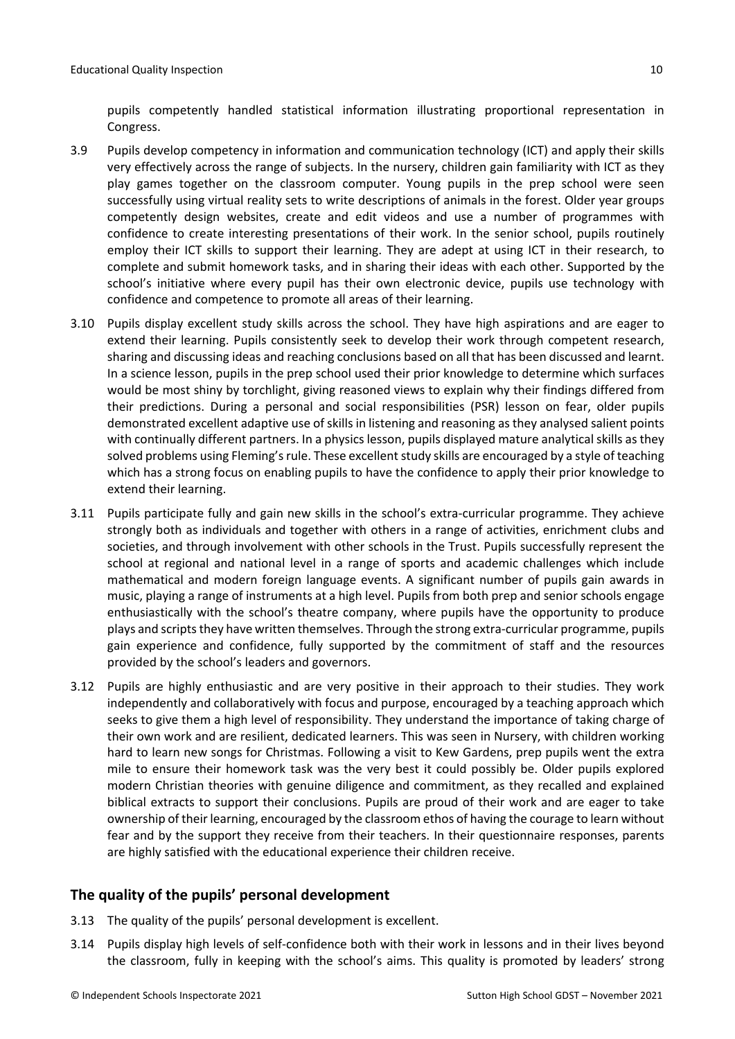pupils competently handled statistical information illustrating proportional representation in Congress.

3.9 Pupils develop competency in information and communication technology (ICT) and apply their skills very effectively across the range of subjects. In the nursery, children gain familiarity with ICT as they play games together on the classroom computer. Young pupils in the prep school were seen successfully using virtual reality sets to write descriptions of animals in the forest. Older year groups competently design websites, create and edit videos and use a number of programmes with confidence to create interesting presentations of their work. In the senior school, pupils routinely employ their ICT skills to support their learning. They are adept at using ICT in their research, to complete and submit homework tasks, and in sharing their ideas with each other. Supported by the school's initiative where every pupil has their own electronic device, pupils use technology with confidence and competence to promote all areas of their learning.

3.10 Pupils display excellent study skills across the school. They have high aspirations and are eager to extend their learning. Pupils consistently seek to develop their work through competent research, sharing and discussing ideas and reaching conclusions based on all that has been discussed and learnt. In a science lesson, pupils in the prep school used their prior knowledge to determine which surfaces would be most shiny by torchlight, giving reasoned views to explain why their findings differed from their predictions. During a personal and social responsibilities (PSR) lesson on fear, older pupils demonstrated excellent adaptive use of skills in listening and reasoning as they analysed salient points with continually different partners. In a physics lesson, pupils displayed mature analytical skills as they solved problems using Fleming's rule. These excellent study skills are encouraged by a style of teaching which has a strong focus on enabling pupils to have the confidence to apply their prior knowledge to extend their learning.

3.11 Pupils participate fully and gain new skills in the school's extra-curricular programme. They achieve strongly both as individuals and together with others in a range of activities, enrichment clubs and societies, and through involvement with other schools in the Trust. Pupils successfully represent the school at regional and national level in a range of sports and academic challenges which include mathematical and modern foreign language events. A significant number of pupils gain awards in music, playing a range of instruments at a high level. Pupils from both prep and senior schools engage enthusiastically with the school's theatre company, where pupils have the opportunity to produce plays and scripts they have written themselves. Through the strong extra-curricular programme, pupils gain experience and confidence, fully supported by the commitment of staff and the resources provided by the school's leaders and governors.

3.12 Pupils are highly enthusiastic and are very positive in their approach to their studies. They work independently and collaboratively with focus and purpose, encouraged by a teaching approach which seeks to give them a high level of responsibility. They understand the importance of taking charge of their own work and are resilient, dedicated learners. This was seen in Nursery, with children working hard to learn new songs for Christmas. Following a visit to Kew Gardens, prep pupils went the extra mile to ensure their homework task was the very best it could possibly be. Older pupils explored modern Christian theories with genuine diligence and commitment, as they recalled and explained biblical extracts to support their conclusions. Pupils are proud of their work and are eager to take ownership of their learning, encouraged by the classroom ethos of having the courage to learn without fear and by the support they receive from their teachers. In their questionnaire responses, parents are highly satisfied with the educational experience their children receive.

## The quality of the pupils' personal development

3.13 The quality of the pupils' personal development is excellent.

3.14 Pupils display high levels of self-confidence both with their work in lessons and in their lives beyond the classroom, fully in keeping with the school's aims. This quality is promoted by leaders' strong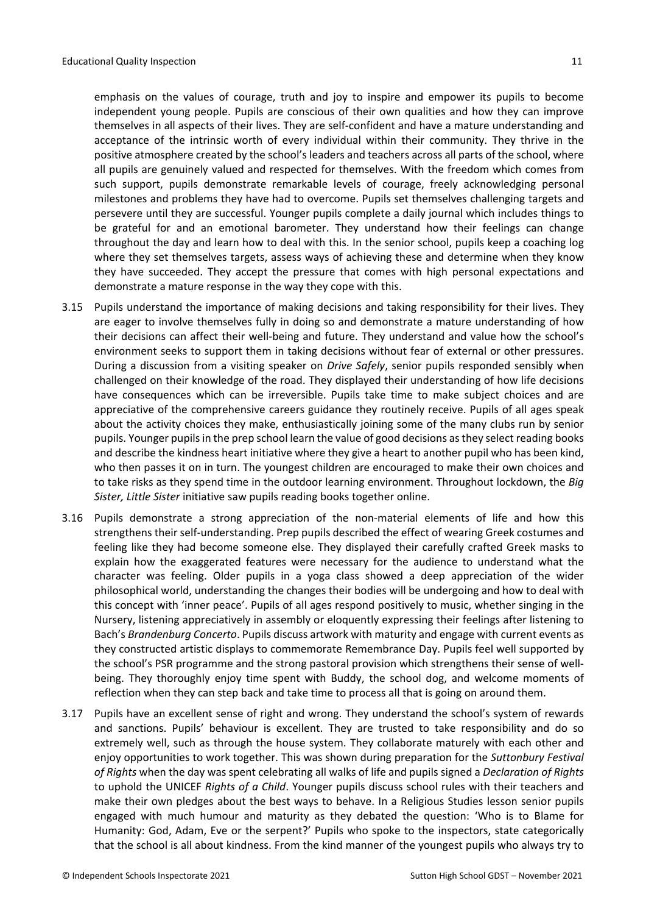emphasis on the values of courage, truth and joy to inspire and empower its pupils to become independent young people. Pupils are conscious of their own qualities and how they can improve themselves in all aspects of their lives. They are self-confident and have a mature understanding and acceptance of the intrinsic worth of every individual within their community. They thrive in the positive atmosphere created by the school's leaders and teachers across all parts of the school, where all pupils are genuinely valued and respected for themselves. With the freedom which comes from such support, pupils demonstrate remarkable levels of courage, freely acknowledging personal milestones and problems they have had to overcome. Pupils set themselves challenging targets and persevere until they are successful. Younger pupils complete a daily journal which includes things to be grateful for and an emotional barometer. They understand how their feelings can change throughout the day and learn how to deal with this. In the senior school, pupils keep a coaching log where they set themselves targets, assess ways of achieving these and determine when they know they have succeeded. They accept the pressure that comes with high personal expectations and demonstrate a mature response in the way they cope with this.

3.15 Pupils understand the importance of making decisions and taking responsibility for their lives. They are eager to involve themselves fully in doing so and demonstrate a mature understanding of how their decisions can affect their well-being and future. They understand and value how the school's environment seeks to support them in taking decisions without fear of external or other pressures. During a discussion from a visiting speaker on *Drive Safely*, senior pupils responded sensibly when challenged on their knowledge of the road. They displayed their understanding of how life decisions have consequences which can be irreversible. Pupils take time to make subject choices and are appreciative of the comprehensive careers guidance they routinely receive. Pupils of all ages speak about the activity choices they make, enthusiastically joining some of the many clubs run by senior pupils. Younger pupils in the prep school learn the value of good decisions as they select reading books and describe the kindness heart initiative where they give a heart to another pupil who has been kind, who then passes it on in turn. The youngest children are encouraged to make their own choices and to take risks as they spend time in the outdoor learning environment. Throughout lockdown, the *Big Sister, Little Sister* initiative saw pupils reading books together online.

3.16 Pupils demonstrate a strong appreciation of the non-material elements of life and how this strengthens their self-understanding. Prep pupils described the effect of wearing Greek costumes and feeling like they had become someone else. They displayed their carefully crafted Greek masks to explain how the exaggerated features were necessary for the audience to understand what the character was feeling. Older pupils in a yoga class showed a deep appreciation of the wider philosophical world, understanding the changes their bodies will be undergoing and how to deal with this concept with 'inner peace'. Pupils of all ages respond positively to music, whether singing in the Nursery, listening appreciatively in assembly or eloquently expressing their feelings after listening to Bach's *Brandenburg Concerto*. Pupils discuss artwork with maturity and engage with current events as they constructed artistic displays to commemorate Remembrance Day. Pupils feel well supported by the school's PSR programme and the strong pastoral provision which strengthens their sense of well-being. They thoroughly enjoy time spent with Buddy, the school dog, and welcome moments of reflection when they can step back and take time to process all that is going on around them.

3.17 Pupils have an excellent sense of right and wrong. They understand the school's system of rewards and sanctions. Pupils' behaviour is excellent. They are trusted to take responsibility and do so extremely well, such as through the house system. They collaborate maturely with each other and enjoy opportunities to work together. This was shown during preparation for the *Suttonbury Festival of Rights* when the day was spent celebrating all walks of life and pupils signed a *Declaration of Rights* to uphold the UNICEF *Rights of a Child*. Younger pupils discuss school rules with their teachers and make their own pledges about the best ways to behave. In a Religious Studies lesson senior pupils engaged with much humour and maturity as they debated the question: 'Who is to Blame for Humanity: God, Adam, Eve or the serpent?' Pupils who spoke to the inspectors, state categorically that the school is all about kindness. From the kind manner of the youngest pupils who always try to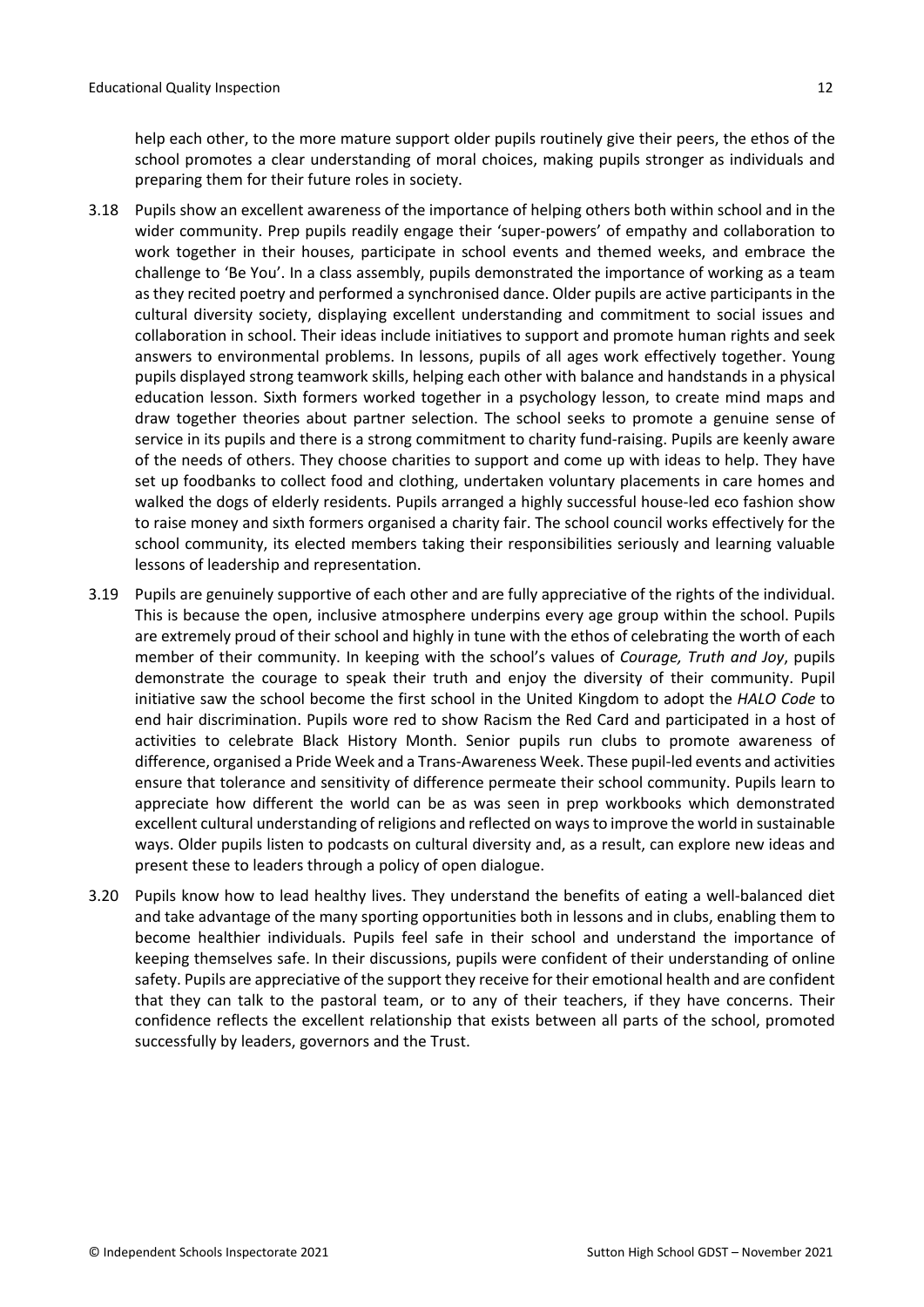help each other, to the more mature support older pupils routinely give their peers, the ethos of the school promotes a clear understanding of moral choices, making pupils stronger as individuals and preparing them for their future roles in society.

3.18 Pupils show an excellent awareness of the importance of helping others both within school and in the wider community. Prep pupils readily engage their 'super-powers' of empathy and collaboration to work together in their houses, participate in school events and themed weeks, and embrace the challenge to 'Be You'. In a class assembly, pupils demonstrated the importance of working as a team as they recited poetry and performed a synchronised dance. Older pupils are active participants in the cultural diversity society, displaying excellent understanding and commitment to social issues and collaboration in school. Their ideas include initiatives to support and promote human rights and seek answers to environmental problems. In lessons, pupils of all ages work effectively together. Young pupils displayed strong teamwork skills, helping each other with balance and handstands in a physical education lesson. Sixth formers worked together in a psychology lesson, to create mind maps and draw together theories about partner selection. The school seeks to promote a genuine sense of service in its pupils and there is a strong commitment to charity fund-raising. Pupils are keenly aware of the needs of others. They choose charities to support and come up with ideas to help. They have set up foodbanks to collect food and clothing, undertaken voluntary placements in care homes and walked the dogs of elderly residents. Pupils arranged a highly successful house-led eco fashion show to raise money and sixth formers organised a charity fair. The school council works effectively for the school community, its elected members taking their responsibilities seriously and learning valuable lessons of leadership and representation.

3.19 Pupils are genuinely supportive of each other and are fully appreciative of the rights of the individual. This is because the open, inclusive atmosphere underpins every age group within the school. Pupils are extremely proud of their school and highly in tune with the ethos of celebrating the worth of each member of their community. In keeping with the school's values of *Courage, Truth and Joy*, pupils demonstrate the courage to speak their truth and enjoy the diversity of their community. Pupil initiative saw the school become the first school in the United Kingdom to adopt the *HALO Code* to end hair discrimination. Pupils wore red to show Racism the Red Card and participated in a host of activities to celebrate Black History Month. Senior pupils run clubs to promote awareness of difference, organised a Pride Week and a Trans-Awareness Week. These pupil-led events and activities ensure that tolerance and sensitivity of difference permeate their school community. Pupils learn to appreciate how different the world can be as was seen in prep workbooks which demonstrated excellent cultural understanding of religions and reflected on ways to improve the world in sustainable ways. Older pupils listen to podcasts on cultural diversity and, as a result, can explore new ideas and present these to leaders through a policy of open dialogue.

3.20 Pupils know how to lead healthy lives. They understand the benefits of eating a well-balanced diet and take advantage of the many sporting opportunities both in lessons and in clubs, enabling them to become healthier individuals. Pupils feel safe in their school and understand the importance of keeping themselves safe. In their discussions, pupils were confident of their understanding of online safety. Pupils are appreciative of the support they receive for their emotional health and are confident that they can talk to the pastoral team, or to any of their teachers, if they have concerns. Their confidence reflects the excellent relationship that exists between all parts of the school, promoted successfully by leaders, governors and the Trust.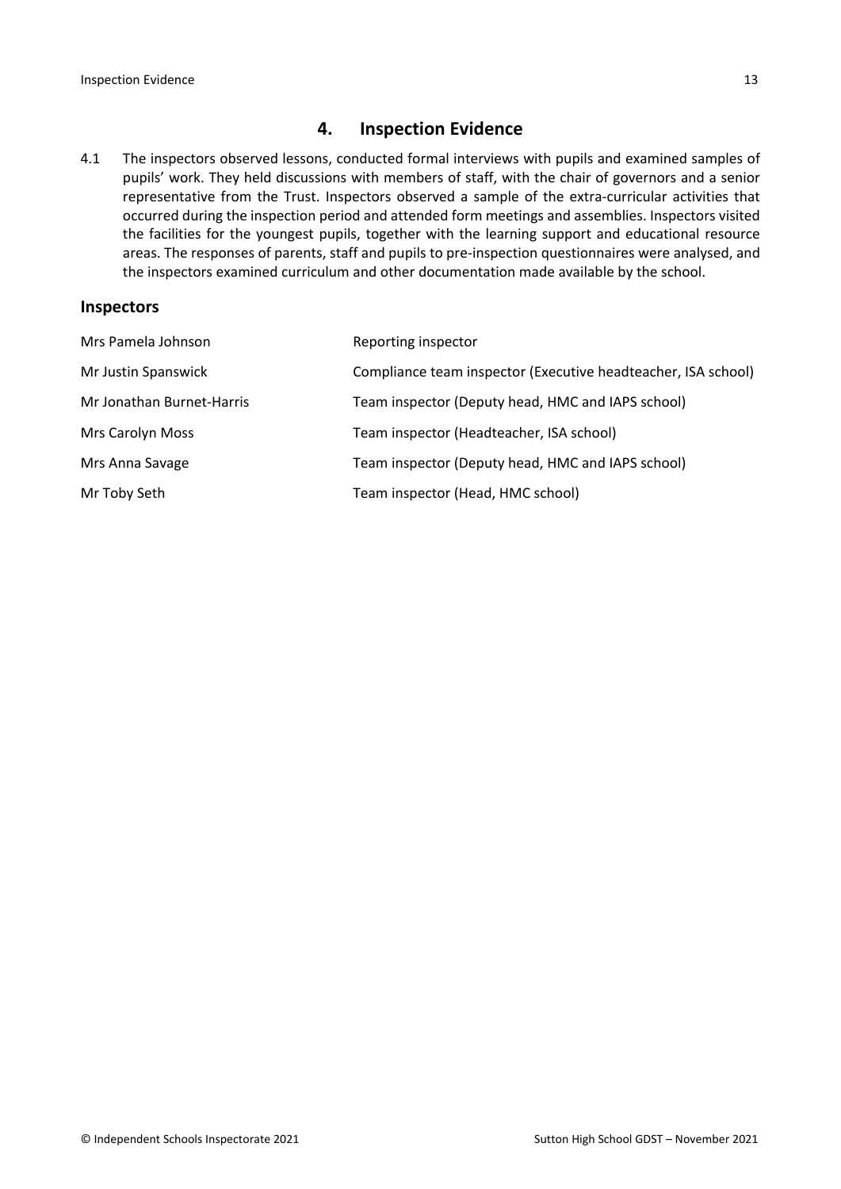## 4. Inspection Evidence

4.1 The inspectors observed lessons, conducted formal interviews with pupils and examined samples of pupils' work. They held discussions with members of staff, with the chair of governors and a senior representative from the Trust. Inspectors observed a sample of the extra-curricular activities that occurred during the inspection period and attended form meetings and assemblies. Inspectors visited the facilities for the youngest pupils, together with the learning support and educational resource areas. The responses of parents, staff and pupils to pre-inspection questionnaires were analysed, and the inspectors examined curriculum and other documentation made available by the school.

### Inspectors

| | |
|---|---|
| Mrs Pamela Johnson | Reporting inspector |
| Mr Justin Spanswick | Compliance team inspector (Executive headteacher, ISA school) |
| Mr Jonathan Burnet-Harris | Team inspector (Deputy head, HMC and IAPS school) |
| Mrs Carolyn Moss | Team inspector (Headteacher, ISA school) |
| Mrs Anna Savage | Team inspector (Deputy head, HMC and IAPS school) |
| Mr Toby Seth | Team inspector (Head, HMC school) |